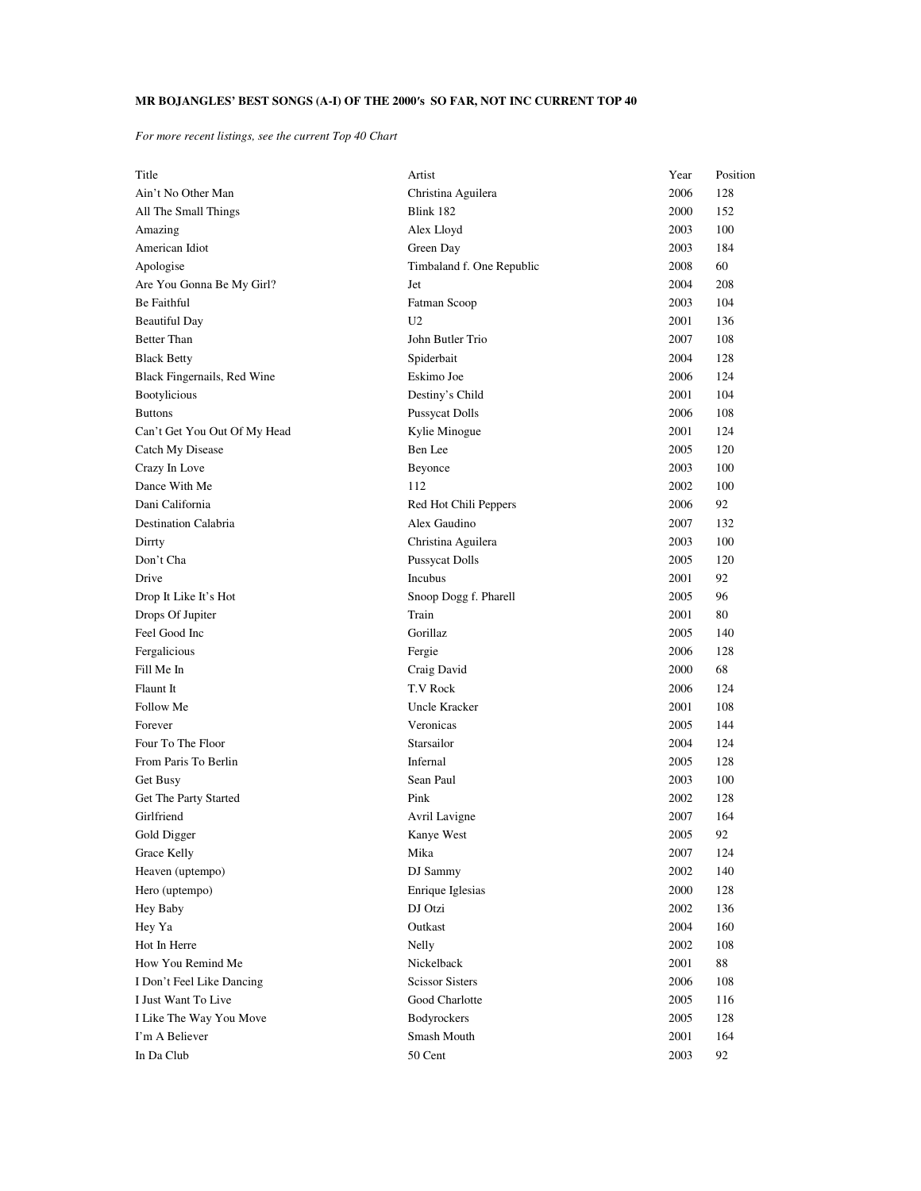**MR BOJANGLES' BEST SONGS (A-I) OF THE 2000's SO FAR, NOT INC CURRENT TOP 40**

*For more recent listings, see the current Top 40 Chart*

| Title | Artist | Year | Position |
|---|---|---|---|
| Ain't No Other Man | Christina Aguilera | 2006 | 128 |
| All The Small Things | Blink 182 | 2000 | 152 |
| Amazing | Alex Lloyd | 2003 | 100 |
| American Idiot | Green Day | 2003 | 184 |
| Apologise | Timbaland f. One Republic | 2008 | 60 |
| Are You Gonna Be My Girl? | Jet | 2004 | 208 |
| Be Faithful | Fatman Scoop | 2003 | 104 |
| Beautiful Day | U2 | 2001 | 136 |
| Better Than | John Butler Trio | 2007 | 108 |
| Black Betty | Spiderbait | 2004 | 128 |
| Black Fingernails, Red Wine | Eskimo Joe | 2006 | 124 |
| Bootylicious | Destiny's Child | 2001 | 104 |
| Buttons | Pussycat Dolls | 2006 | 108 |
| Can't Get You Out Of My Head | Kylie Minogue | 2001 | 124 |
| Catch My Disease | Ben Lee | 2005 | 120 |
| Crazy In Love | Beyonce | 2003 | 100 |
| Dance With Me | 112 | 2002 | 100 |
| Dani California | Red Hot Chili Peppers | 2006 | 92 |
| Destination Calabria | Alex Gaudino | 2007 | 132 |
| Dirrty | Christina Aguilera | 2003 | 100 |
| Don't Cha | Pussycat Dolls | 2005 | 120 |
| Drive | Incubus | 2001 | 92 |
| Drop It Like It's Hot | Snoop Dogg f. Pharell | 2005 | 96 |
| Drops Of Jupiter | Train | 2001 | 80 |
| Feel Good Inc | Gorillaz | 2005 | 140 |
| Fergalicious | Fergie | 2006 | 128 |
| Fill Me In | Craig David | 2000 | 68 |
| Flaunt It | T.V Rock | 2006 | 124 |
| Follow Me | Uncle Kracker | 2001 | 108 |
| Forever | Veronicas | 2005 | 144 |
| Four To The Floor | Starsailor | 2004 | 124 |
| From Paris To Berlin | Infernal | 2005 | 128 |
| Get Busy | Sean Paul | 2003 | 100 |
| Get The Party Started | Pink | 2002 | 128 |
| Girlfriend | Avril Lavigne | 2007 | 164 |
| Gold Digger | Kanye West | 2005 | 92 |
| Grace Kelly | Mika | 2007 | 124 |
| Heaven (uptempo) | DJ Sammy | 2002 | 140 |
| Hero (uptempo) | Enrique Iglesias | 2000 | 128 |
| Hey Baby | DJ Otzi | 2002 | 136 |
| Hey Ya | Outkast | 2004 | 160 |
| Hot In Herre | Nelly | 2002 | 108 |
| How You Remind Me | Nickelback | 2001 | 88 |
| I Don't Feel Like Dancing | Scissor Sisters | 2006 | 108 |
| I Just Want To Live | Good Charlotte | 2005 | 116 |
| I Like The Way You Move | Bodyrockers | 2005 | 128 |
| I'm A Believer | Smash Mouth | 2001 | 164 |
| In Da Club | 50 Cent | 2003 | 92 |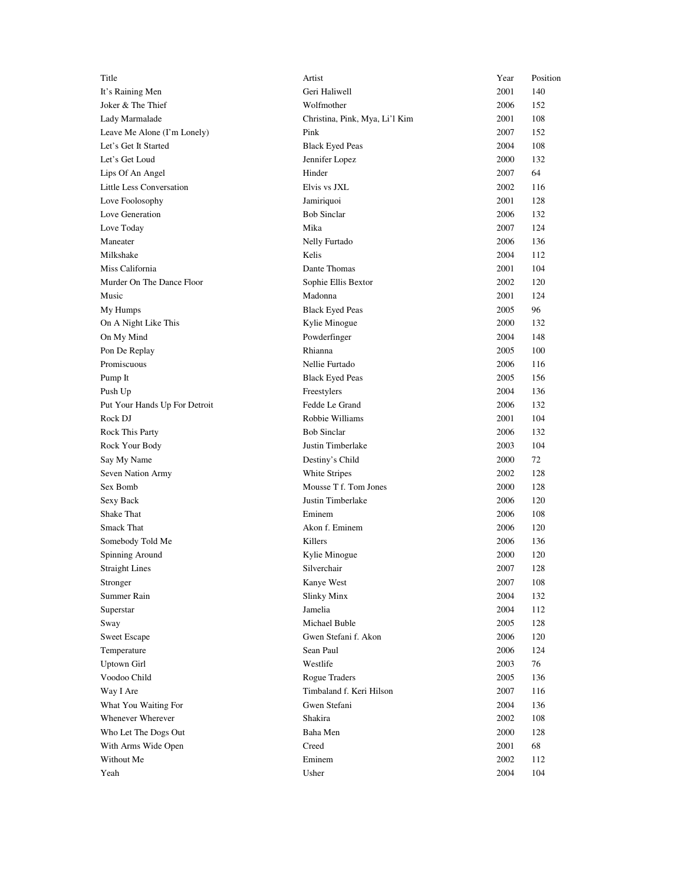| Title | Artist | Year | Position |
|---|---|---|---|
| It’s Raining Men | Geri Haliwell | 2001 | 140 |
| Joker & The Thief | Wolfmother | 2006 | 152 |
| Lady Marmalade | Christina, Pink, Mya, Li’l Kim | 2001 | 108 |
| Leave Me Alone (I’m Lonely) | Pink | 2007 | 152 |
| Let’s Get It Started | Black Eyed Peas | 2004 | 108 |
| Let’s Get Loud | Jennifer Lopez | 2000 | 132 |
| Lips Of An Angel | Hinder | 2007 | 64 |
| Little Less Conversation | Elvis vs JXL | 2002 | 116 |
| Love Foolosophy | Jamiriquoi | 2001 | 128 |
| Love Generation | Bob Sinclar | 2006 | 132 |
| Love Today | Mika | 2007 | 124 |
| Maneater | Nelly Furtado | 2006 | 136 |
| Milkshake | Kelis | 2004 | 112 |
| Miss California | Dante Thomas | 2001 | 104 |
| Murder On The Dance Floor | Sophie Ellis Bextor | 2002 | 120 |
| Music | Madonna | 2001 | 124 |
| My Humps | Black Eyed Peas | 2005 | 96 |
| On A Night Like This | Kylie Minogue | 2000 | 132 |
| On My Mind | Powderfinger | 2004 | 148 |
| Pon De Replay | Rhianna | 2005 | 100 |
| Promiscuous | Nellie Furtado | 2006 | 116 |
| Pump It | Black Eyed Peas | 2005 | 156 |
| Push Up | Freestylers | 2004 | 136 |
| Put Your Hands Up For Detroit | Fedde Le Grand | 2006 | 132 |
| Rock DJ | Robbie Williams | 2001 | 104 |
| Rock This Party | Bob Sinclar | 2006 | 132 |
| Rock Your Body | Justin Timberlake | 2003 | 104 |
| Say My Name | Destiny’s Child | 2000 | 72 |
| Seven Nation Army | White Stripes | 2002 | 128 |
| Sex Bomb | Mousse T f. Tom Jones | 2000 | 128 |
| Sexy Back | Justin Timberlake | 2006 | 120 |
| Shake That | Eminem | 2006 | 108 |
| Smack That | Akon f. Eminem | 2006 | 120 |
| Somebody Told Me | Killers | 2006 | 136 |
| Spinning Around | Kylie Minogue | 2000 | 120 |
| Straight Lines | Silverchair | 2007 | 128 |
| Stronger | Kanye West | 2007 | 108 |
| Summer Rain | Slinky Minx | 2004 | 132 |
| Superstar | Jamelia | 2004 | 112 |
| Sway | Michael Buble | 2005 | 128 |
| Sweet Escape | Gwen Stefani f. Akon | 2006 | 120 |
| Temperature | Sean Paul | 2006 | 124 |
| Uptown Girl | Westlife | 2003 | 76 |
| Voodoo Child | Rogue Traders | 2005 | 136 |
| Way I Are | Timbaland f. Keri Hilson | 2007 | 116 |
| What You Waiting For | Gwen Stefani | 2004 | 136 |
| Whenever Wherever | Shakira | 2002 | 108 |
| Who Let The Dogs Out | Baha Men | 2000 | 128 |
| With Arms Wide Open | Creed | 2001 | 68 |
| Without Me | Eminem | 2002 | 112 |
| Yeah | Usher | 2004 | 104 |